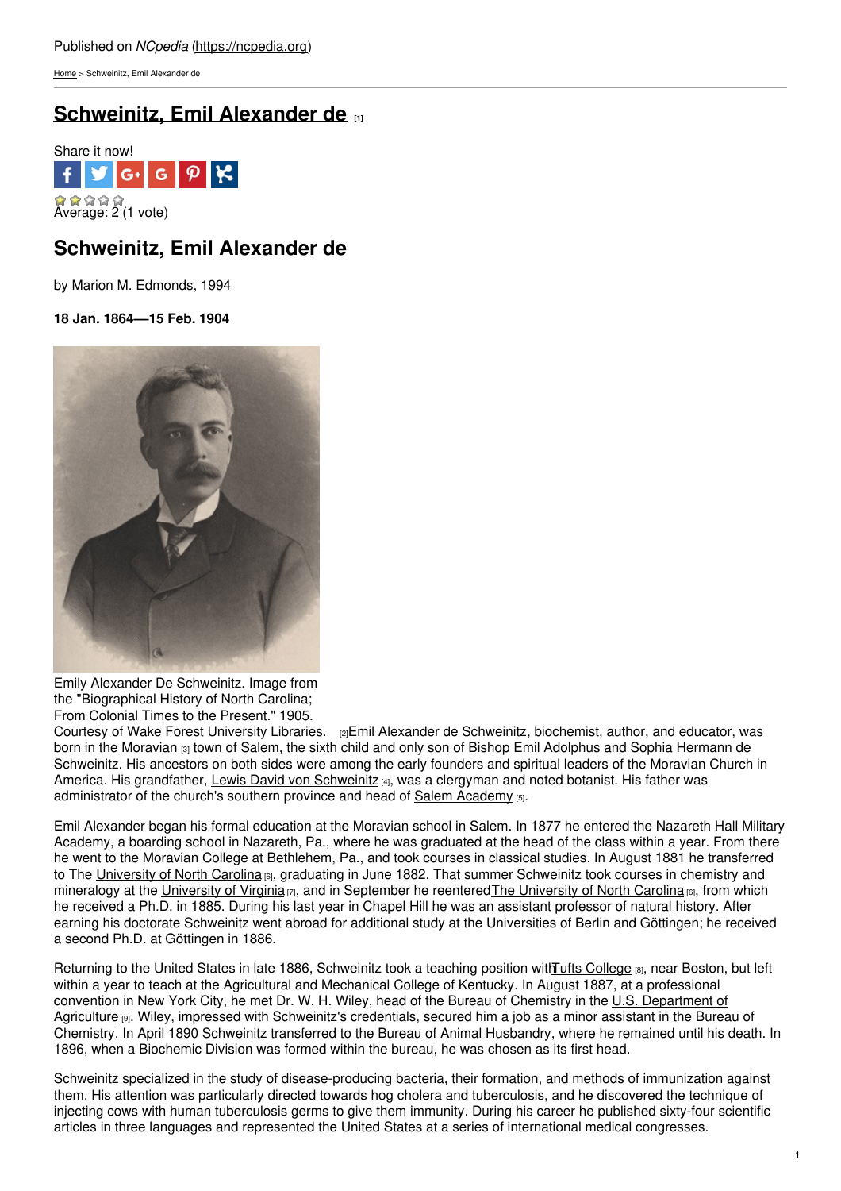Published on *NCpedia* (https://ncpedia.org)

Home > Schweinitz, Emil Alexander de

# Schweinitz, Emil Alexander de [1]

Share it now!

Average: 2 (1 vote)

## Schweinitz, Emil Alexander de

by Marion M. Edmonds, 1994

**18 Jan. 1864—15 Feb. 1904**

Emily Alexander De Schweinitz. Image from the "Biographical History of North Carolina; From Colonial Times to the Present." 1905. Courtesy of Wake Forest University Libraries. [2]

Emil Alexander de Schweinitz, biochemist, author, and educator, was born in the Moravian [3] town of Salem, the sixth child and only son of Bishop Emil Adolphus and Sophia Hermann de Schweinitz. His ancestors on both sides were among the early founders and spiritual leaders of the Moravian Church in America. His grandfather, Lewis David von Schweinitz [4], was a clergyman and noted botanist. His father was administrator of the church's southern province and head of Salem Academy [5].

Emil Alexander began his formal education at the Moravian school in Salem. In 1877 he entered the Nazareth Hall Military Academy, a boarding school in Nazareth, Pa., where he was graduated at the head of the class within a year. From there he went to the Moravian College at Bethlehem, Pa., and took courses in classical studies. In August 1881 he transferred to The University of North Carolina [6], graduating in June 1882. That summer Schweinitz took courses in chemistry and mineralogy at the University of Virginia [7], and in September he reentered The University of North Carolina [6], from which he received a Ph.D. in 1885. During his last year in Chapel Hill he was an assistant professor of natural history. After earning his doctorate Schweinitz went abroad for additional study at the Universities of Berlin and Göttingen; he received a second Ph.D. at Göttingen in 1886.

Returning to the United States in late 1886, Schweinitz took a teaching position with Tufts College [8], near Boston, but left within a year to teach at the Agricultural and Mechanical College of Kentucky. In August 1887, at a professional convention in New York City, he met Dr. W. H. Wiley, head of the Bureau of Chemistry in the U.S. Department of Agriculture [9]. Wiley, impressed with Schweinitz's credentials, secured him a job as a minor assistant in the Bureau of Chemistry. In April 1890 Schweinitz transferred to the Bureau of Animal Husbandry, where he remained until his death. In 1896, when a Biochemic Division was formed within the bureau, he was chosen as its first head.

Schweinitz specialized in the study of disease-producing bacteria, their formation, and methods of immunization against them. His attention was particularly directed towards hog cholera and tuberculosis, and he discovered the technique of injecting cows with human tuberculosis germs to give them immunity. During his career he published sixty-four scientific articles in three languages and represented the United States at a series of international medical congresses.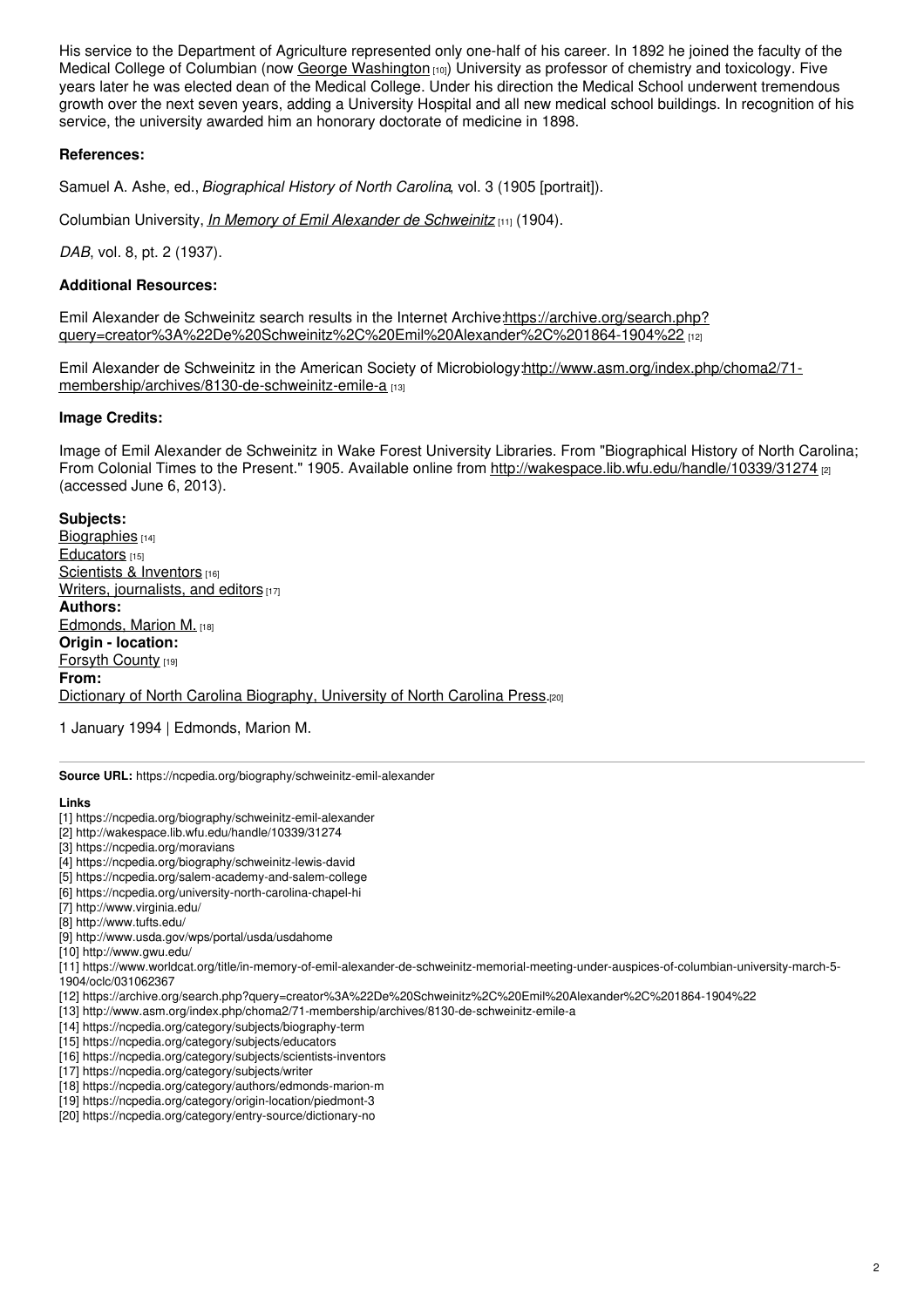His service to the Department of Agriculture represented only one-half of his career. In 1892 he joined the faculty of the Medical College of Columbian (now George Washington [10]) University as professor of chemistry and toxicology. Five years later he was elected dean of the Medical College. Under his direction the Medical School underwent tremendous growth over the next seven years, adding a University Hospital and all new medical school buildings. In recognition of his service, the university awarded him an honorary doctorate of medicine in 1898.

**References:**

Samuel A. Ashe, ed., *Biographical History of North Carolina*, vol. 3 (1905 [portrait]).

Columbian University, *In Memory of Emil Alexander de Schweinitz* [11] (1904).

*DAB*, vol. 8, pt. 2 (1937).

**Additional Resources:**

Emil Alexander de Schweinitz search results in the Internet Archive:https://archive.org/search.php?query=creator%3A%22De%20Schweinitz%2C%20Emil%20Alexander%2C%201864-1904%22 [12]

Emil Alexander de Schweinitz in the American Society of Microbiology:http://www.asm.org/index.php/choma2/71-membership/archives/8130-de-schweinitz-emile-a [13]

**Image Credits:**

Image of Emil Alexander de Schweinitz in Wake Forest University Libraries. From "Biographical History of North Carolina; From Colonial Times to the Present." 1905. Available online from http://wakespace.lib.wfu.edu/handle/10339/31274 [2] (accessed June 6, 2013).

**Subjects:**
Biographies [14]
Educators [15]
Scientists & Inventors [16]
Writers, journalists, and editors [17]
**Authors:**
Edmonds, Marion M. [18]
**Origin - location:**
Forsyth County [19]
**From:**
Dictionary of North Carolina Biography, University of North Carolina Press.[20]

1 January 1994 | Edmonds, Marion M.

---

**Source URL:** https://ncpedia.org/biography/schweinitz-emil-alexander

**Links**
[1] https://ncpedia.org/biography/schweinitz-emil-alexander
[2] http://wakespace.lib.wfu.edu/handle/10339/31274
[3] https://ncpedia.org/moravians
[4] https://ncpedia.org/biography/schweinitz-lewis-david
[5] https://ncpedia.org/salem-academy-and-salem-college
[6] https://ncpedia.org/university-north-carolina-chapel-hi
[7] http://www.virginia.edu/
[8] http://www.tufts.edu/
[9] http://www.usda.gov/wps/portal/usda/usdahome
[10] http://www.gwu.edu/
[11] https://www.worldcat.org/title/in-memory-of-emil-alexander-de-schweinitz-memorial-meeting-under-auspices-of-columbian-university-march-5-1904/oclc/031062367
[12] https://archive.org/search.php?query=creator%3A%22De%20Schweinitz%2C%20Emil%20Alexander%2C%201864-1904%22
[13] http://www.asm.org/index.php/choma2/71-membership/archives/8130-de-schweinitz-emile-a
[14] https://ncpedia.org/category/subjects/biography-term
[15] https://ncpedia.org/category/subjects/educators
[16] https://ncpedia.org/category/subjects/scientists-inventors
[17] https://ncpedia.org/category/subjects/writer
[18] https://ncpedia.org/category/authors/edmonds-marion-m
[19] https://ncpedia.org/category/origin-location/piedmont-3
[20] https://ncpedia.org/category/entry-source/dictionary-no